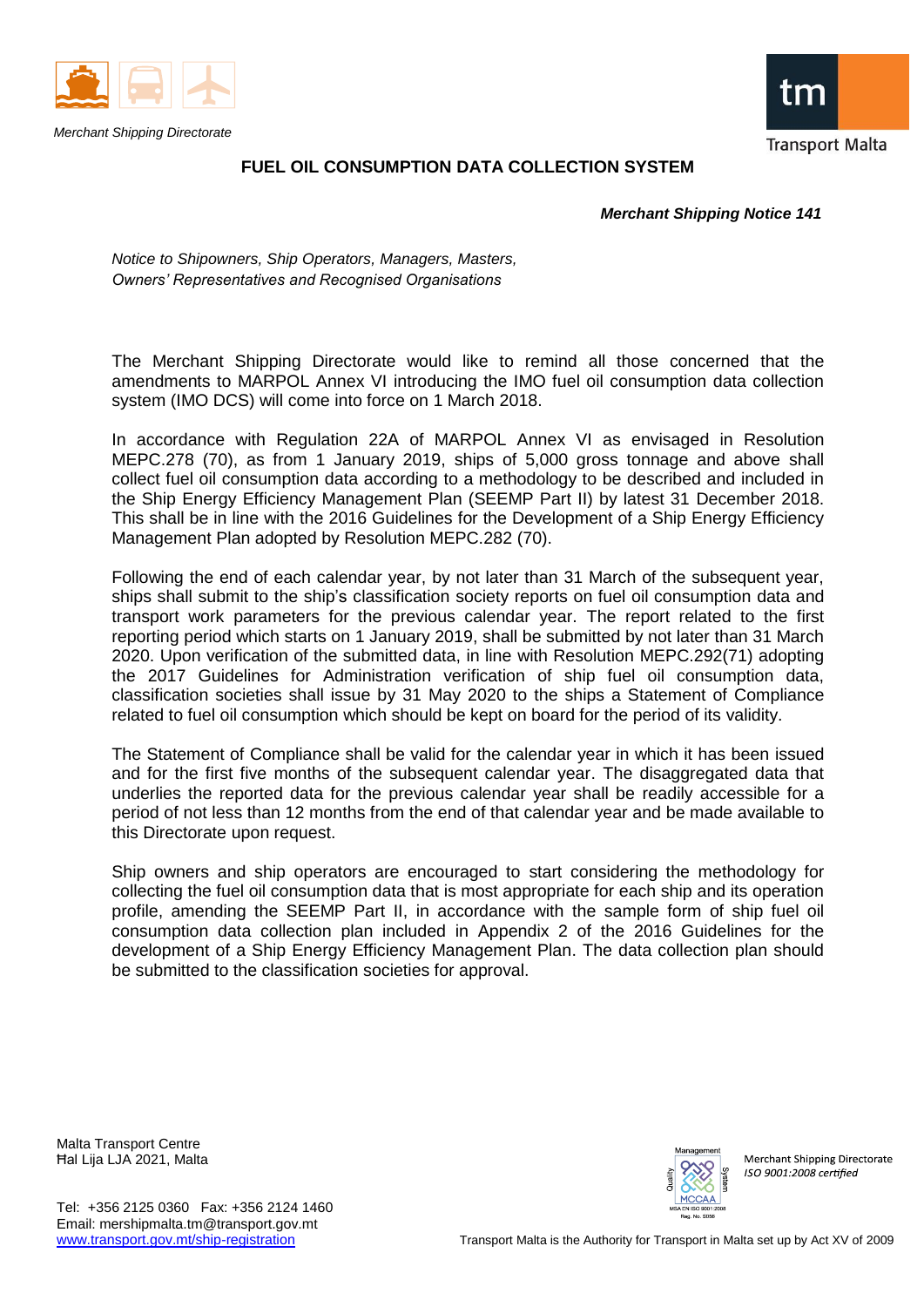Merchant Shipping Directorate

# FUEL OIL CONSUMPTION DATA COLLECTION SYSTEM

***Merchant Shipping Notice 141***

*Notice to Shipowners, Ship Operators, Managers, Masters, Owners' Representatives and Recognised Organisations*

The Merchant Shipping Directorate would like to remind all those concerned that the amendments to MARPOL Annex VI introducing the IMO fuel oil consumption data collection system (IMO DCS) will come into force on 1 March 2018.

In accordance with Regulation 22A of MARPOL Annex VI as envisaged in Resolution MEPC.278 (70), as from 1 January 2019, ships of 5,000 gross tonnage and above shall collect fuel oil consumption data according to a methodology to be described and included in the Ship Energy Efficiency Management Plan (SEEMP Part II) by latest 31 December 2018. This shall be in line with the 2016 Guidelines for the Development of a Ship Energy Efficiency Management Plan adopted by Resolution MEPC.282 (70).

Following the end of each calendar year, by not later than 31 March of the subsequent year, ships shall submit to the ship's classification society reports on fuel oil consumption data and transport work parameters for the previous calendar year. The report related to the first reporting period which starts on 1 January 2019, shall be submitted by not later than 31 March 2020. Upon verification of the submitted data, in line with Resolution MEPC.292(71) adopting the 2017 Guidelines for Administration verification of ship fuel oil consumption data, classification societies shall issue by 31 May 2020 to the ships a Statement of Compliance related to fuel oil consumption which should be kept on board for the period of its validity.

The Statement of Compliance shall be valid for the calendar year in which it has been issued and for the first five months of the subsequent calendar year. The disaggregated data that underlies the reported data for the previous calendar year shall be readily accessible for a period of not less than 12 months from the end of that calendar year and be made available to this Directorate upon request.

Ship owners and ship operators are encouraged to start considering the methodology for collecting the fuel oil consumption data that is most appropriate for each ship and its operation profile, amending the SEEMP Part II, in accordance with the sample form of ship fuel oil consumption data collection plan included in Appendix 2 of the 2016 Guidelines for the development of a Ship Energy Efficiency Management Plan. The data collection plan should be submitted to the classification societies for approval.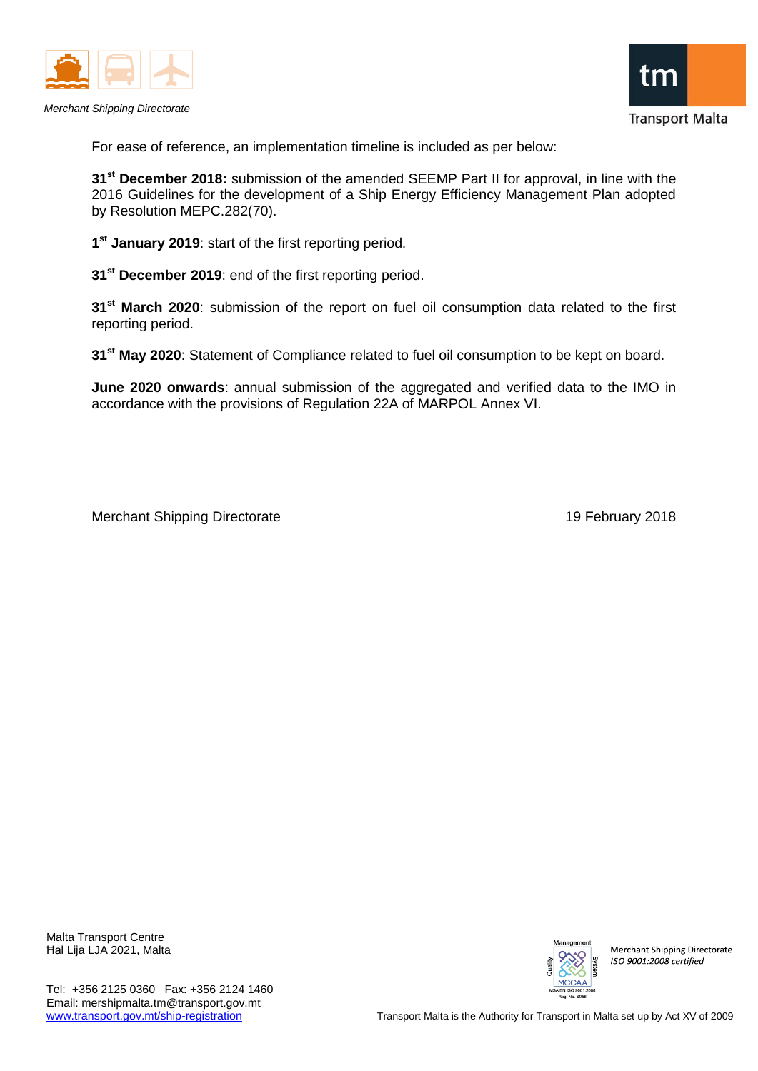For ease of reference, an implementation timeline is included as per below:

**31st December 2018:** submission of the amended SEEMP Part II for approval, in line with the 2016 Guidelines for the development of a Ship Energy Efficiency Management Plan adopted by Resolution MEPC.282(70).

**1st January 2019**: start of the first reporting period.

**31st December 2019**: end of the first reporting period.

**31st March 2020**: submission of the report on fuel oil consumption data related to the first reporting period.

**31st May 2020**: Statement of Compliance related to fuel oil consumption to be kept on board.

**June 2020 onwards**: annual submission of the aggregated and verified data to the IMO in accordance with the provisions of Regulation 22A of MARPOL Annex VI.

Merchant Shipping Directorate

19 February 2018